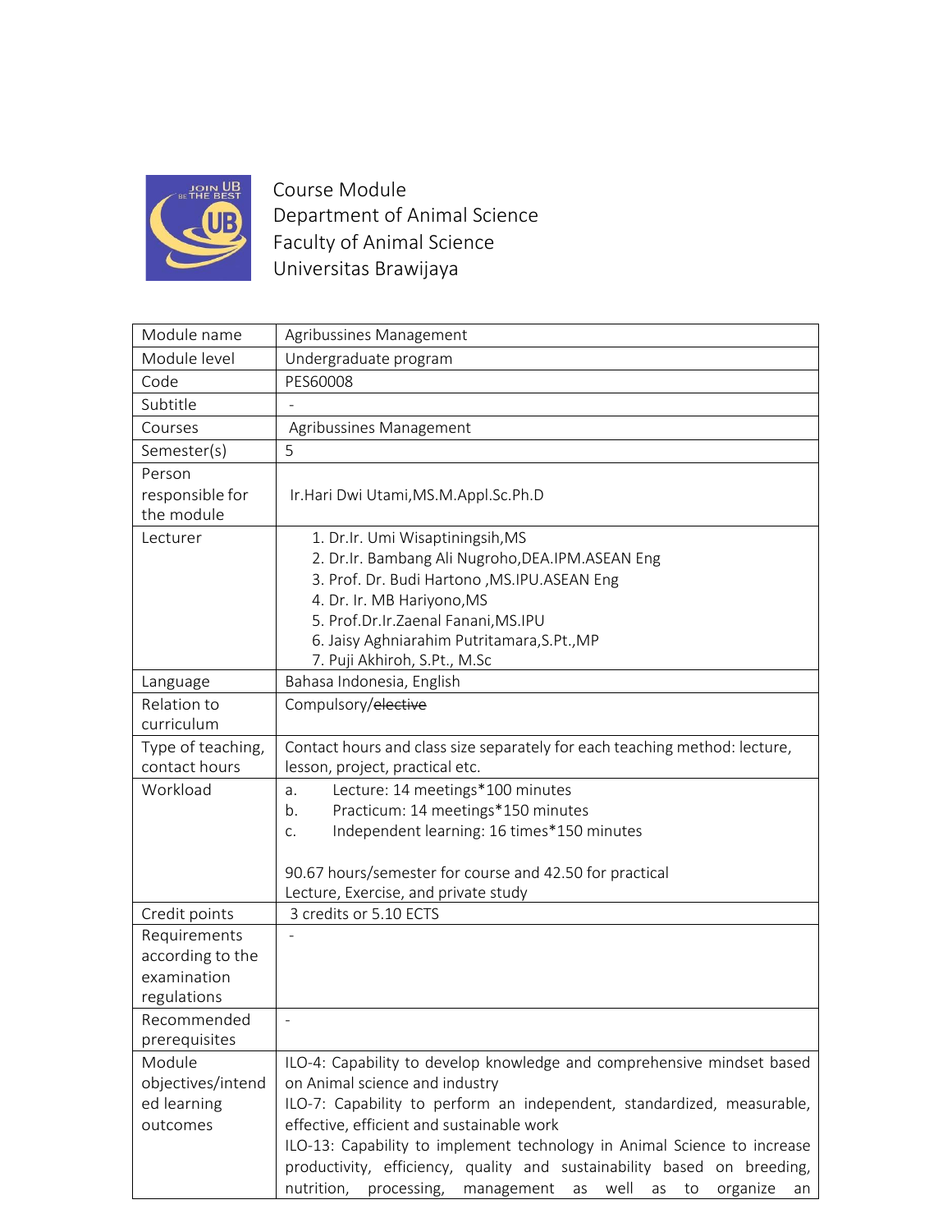Course Module
Department of Animal Science
Faculty of Animal Science
Universitas Brawijaya

| Module name | Agribussines Management |
|---|---|
| Module level | Undergraduate program |
| Code | PES60008 |
| Subtitle | - |
| Courses | Agribussines Management |
| Semester(s) | 5 |
| Person responsible for the module | Ir.Hari Dwi Utami,MS.M.Appl.Sc.Ph.D |
| Lecturer | 1. Dr.Ir. Umi Wisaptiningsih,MS<br>2. Dr.Ir. Bambang Ali Nugroho,DEA.IPM.ASEAN Eng<br>3. Prof. Dr. Budi Hartono ,MS.IPU.ASEAN Eng<br>4. Dr. Ir. MB Hariyono,MS<br>5. Prof.Dr.Ir.Zaenal Fanani,MS.IPU<br>6. Jaisy Aghniarahim Putritamara,S.Pt.,MP<br>7. Puji Akhiroh, S.Pt., M.Sc |
| Language | Bahasa Indonesia, English |
| Relation to curriculum | Compulsory/~~elective~~ |
| Type of teaching, contact hours | Contact hours and class size separately for each teaching method: lecture, lesson, project, practical etc. |
| Workload | a. Lecture: 14 meetings*100 minutes<br>b. Practicum: 14 meetings*150 minutes<br>c. Independent learning: 16 times*150 minutes<br><br>90.67 hours/semester for course and 42.50 for practical<br>Lecture, Exercise, and private study |
| Credit points | 3 credits or 5.10 ECTS |
| Requirements according to the examination regulations | - |
| Recommended prerequisites | - |
| Module objectives/intended learning outcomes | ILO-4: Capability to develop knowledge and comprehensive mindset based on Animal science and industry<br>ILO-7: Capability to perform an independent, standardized, measurable, effective, efficient and sustainable work<br>ILO-13: Capability to implement technology in Animal Science to increase productivity, efficiency, quality and sustainability based on breeding, nutrition, processing, management as well as to organize an |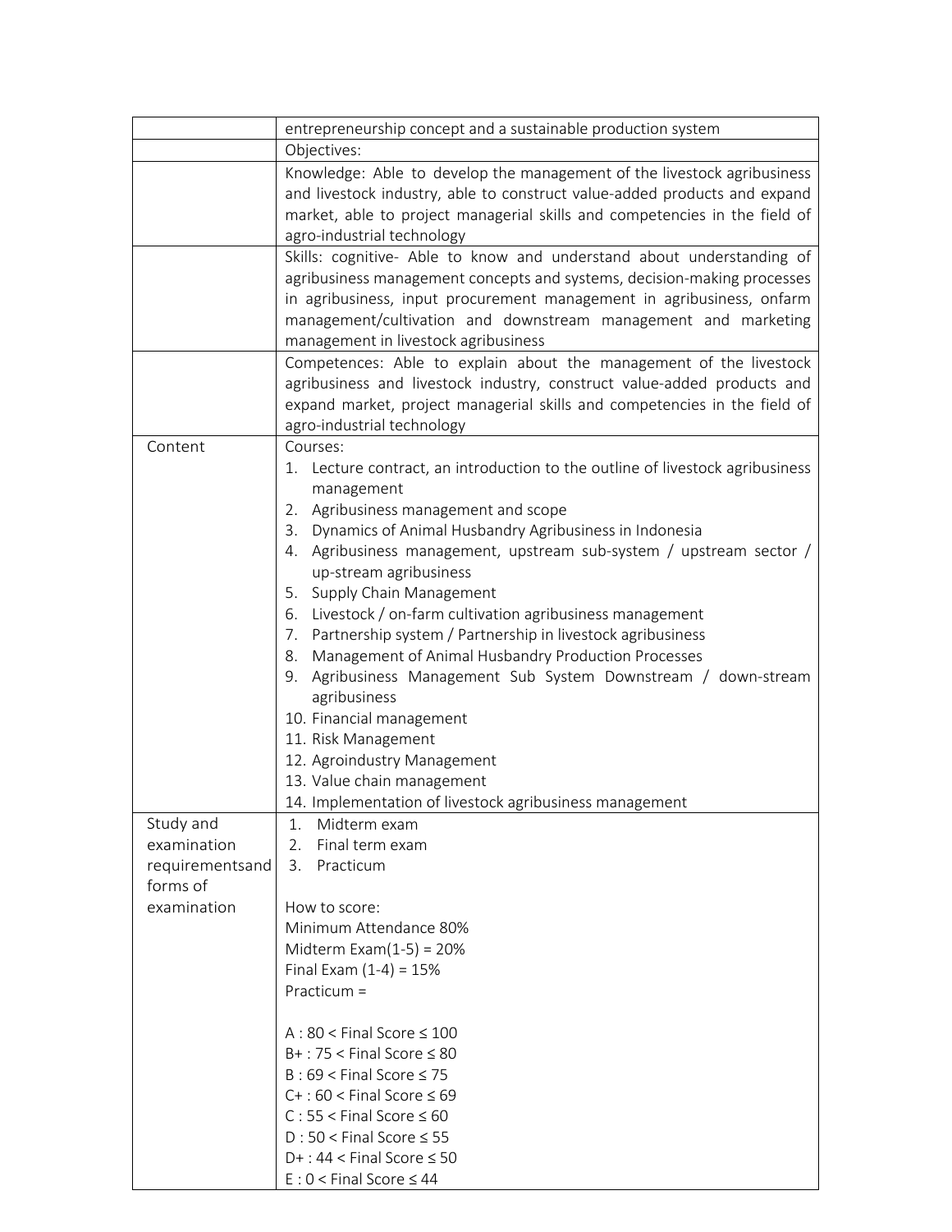| | |
|---|---|
| | entrepreneurship concept and a sustainable production system |
| | Objectives: |
| | Knowledge: Able to develop the management of the livestock agribusiness and livestock industry, able to construct value-added products and expand market, able to project managerial skills and competencies in the field of agro-industrial technology |
| | Skills: cognitive- Able to know and understand about understanding of agribusiness management concepts and systems, decision-making processes in agribusiness, input procurement management in agribusiness, onfarm management/cultivation and downstream management and marketing management in livestock agribusiness |
| | Competences: Able to explain about the management of the livestock agribusiness and livestock industry, construct value-added products and expand market, project managerial skills and competencies in the field of agro-industrial technology |
| Content | Courses:<br>1. Lecture contract, an introduction to the outline of livestock agribusiness management<br>2. Agribusiness management and scope<br>3. Dynamics of Animal Husbandry Agribusiness in Indonesia<br>4. Agribusiness management, upstream sub-system / upstream sector / up-stream agribusiness<br>5. Supply Chain Management<br>6. Livestock / on-farm cultivation agribusiness management<br>7. Partnership system / Partnership in livestock agribusiness<br>8. Management of Animal Husbandry Production Processes<br>9. Agribusiness Management Sub System Downstream / down-stream agribusiness<br>10. Financial management<br>11. Risk Management<br>12. Agroindustry Management<br>13. Value chain management<br>14. Implementation of livestock agribusiness management |
| Study and examination requirementsand forms of examination | 1. Midterm exam<br>2. Final term exam<br>3. Practicum<br><br>How to score:<br>Minimum Attendance 80%<br>Midterm Exam(1-5) = 20%<br>Final Exam (1-4) = 15%<br>Practicum =<br><br>A : 80 < Final Score ≤ 100<br>B+ : 75 < Final Score ≤ 80<br>B : 69 < Final Score ≤ 75<br>C+ : 60 < Final Score ≤ 69<br>C : 55 < Final Score ≤ 60<br>D : 50 < Final Score ≤ 55<br>D+ : 44 < Final Score ≤ 50<br>E : 0 < Final Score ≤ 44 |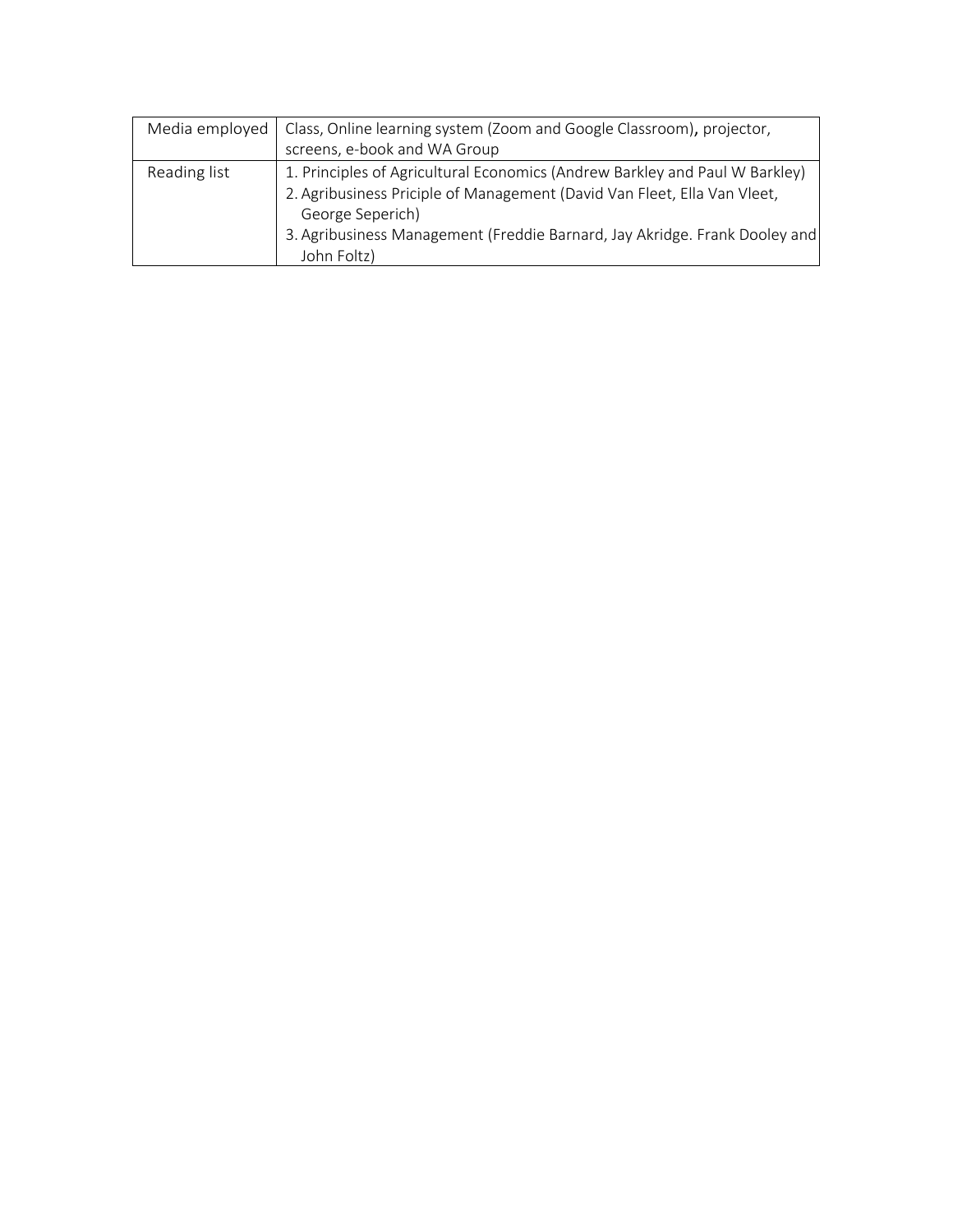| | |
|---|---|
| Media employed | Class, Online learning system (Zoom and Google Classroom), projector, screens, e-book and WA Group |
| Reading list | 1. Principles of Agricultural Economics (Andrew Barkley and Paul W Barkley)<br>2. Agribusiness Priciple of Management (David Van Fleet, Ella Van Vleet, George Seperich)<br>3. Agribusiness Management (Freddie Barnard, Jay Akridge. Frank Dooley and John Foltz) |